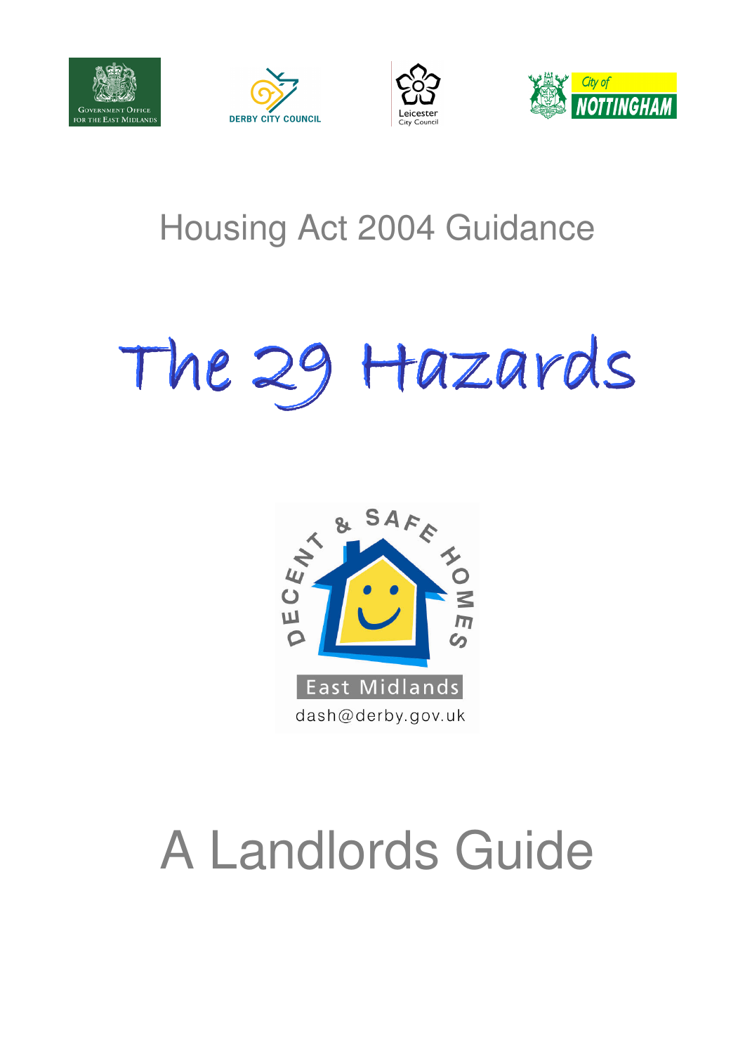Housing Act 2004 Guidance

# The 29 Hazards

# A Landlords Guide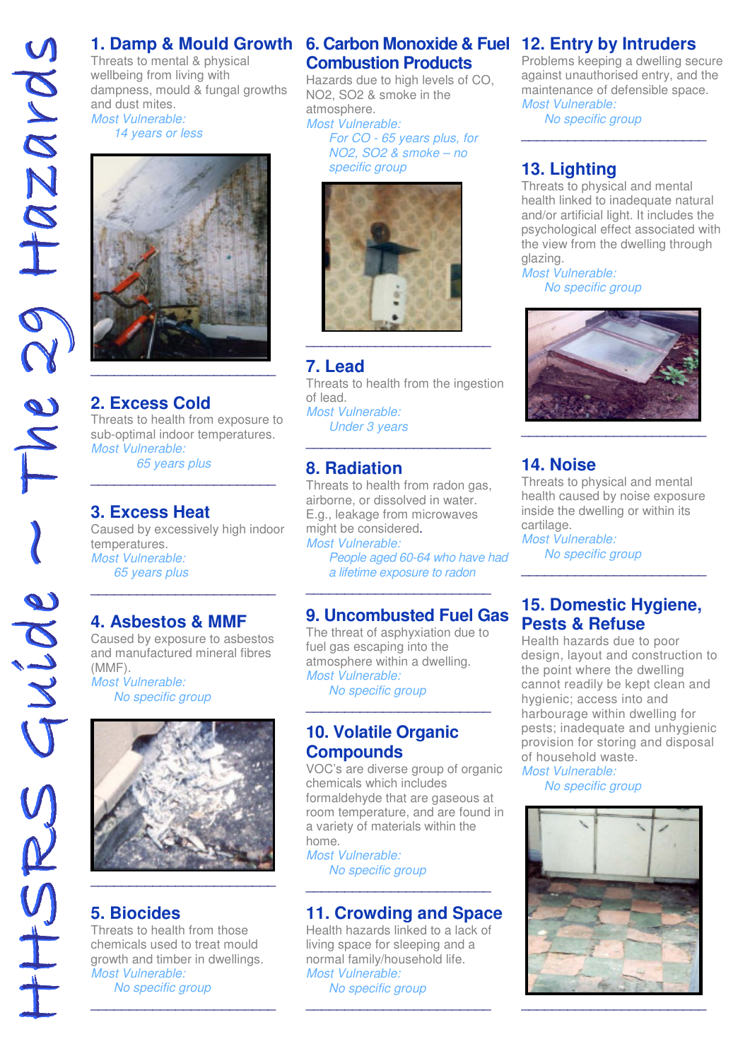# HHSRS Guide – The 29 Hazards

## 1. Damp & Mould Growth

Threats to mental & physical wellbeing from living with dampness, mould & fungal growths and dust mites.

*Most Vulnerable:*
*14 years or less*

## 2. Excess Cold

Threats to health from exposure to sub-optimal indoor temperatures.

*Most Vulnerable:*
*65 years plus*

## 3. Excess Heat

Caused by excessively high indoor temperatures.

*Most Vulnerable:*
*65 years plus*

## 4. Asbestos & MMF

Caused by exposure to asbestos and manufactured mineral fibres (MMF).

*Most Vulnerable:*
*No specific group*

## 5. Biocides

Threats to health from those chemicals used to treat mould growth and timber in dwellings.

*Most Vulnerable:*
*No specific group*

## 6. Carbon Monoxide & Fuel Combustion Products

Hazards due to high levels of CO, NO2, SO2 & smoke in the atmosphere.

*Most Vulnerable:*
*For CO - 65 years plus, for NO2, SO2 & smoke – no specific group*

## 7. Lead

Threats to health from the ingestion of lead.

*Most Vulnerable:*
*Under 3 years*

## 8. Radiation

Threats to health from radon gas, airborne, or dissolved in water. E.g., leakage from microwaves might be considered.

*Most Vulnerable:*
*People aged 60-64 who have had a lifetime exposure to radon*

## 9. Uncombusted Fuel Gas

The threat of asphyxiation due to fuel gas escaping into the atmosphere within a dwelling.

*Most Vulnerable:*
*No specific group*

## 10. Volatile Organic Compounds

VOC's are diverse group of organic chemicals which includes formaldehyde that are gaseous at room temperature, and are found in a variety of materials within the home.

*Most Vulnerable:*
*No specific group*

## 11. Crowding and Space

Health hazards linked to a lack of living space for sleeping and a normal family/household life.

*Most Vulnerable:*
*No specific group*

## 12. Entry by Intruders

Problems keeping a dwelling secure against unauthorised entry, and the maintenance of defensible space.

*Most Vulnerable:*
*No specific group*

## 13. Lighting

Threats to physical and mental health linked to inadequate natural and/or artificial light. It includes the psychological effect associated with the view from the dwelling through glazing.

*Most Vulnerable:*
*No specific group*

## 14. Noise

Threats to physical and mental health caused by noise exposure inside the dwelling or within its cartilage.

*Most Vulnerable:*
*No specific group*

## 15. Domestic Hygiene, Pests & Refuse

Health hazards due to poor design, layout and construction to the point where the dwelling cannot readily be kept clean and hygienic; access into and harbourage within dwelling for pests; inadequate and unhygienic provision for storing and disposal of household waste.

*Most Vulnerable:*
*No specific group*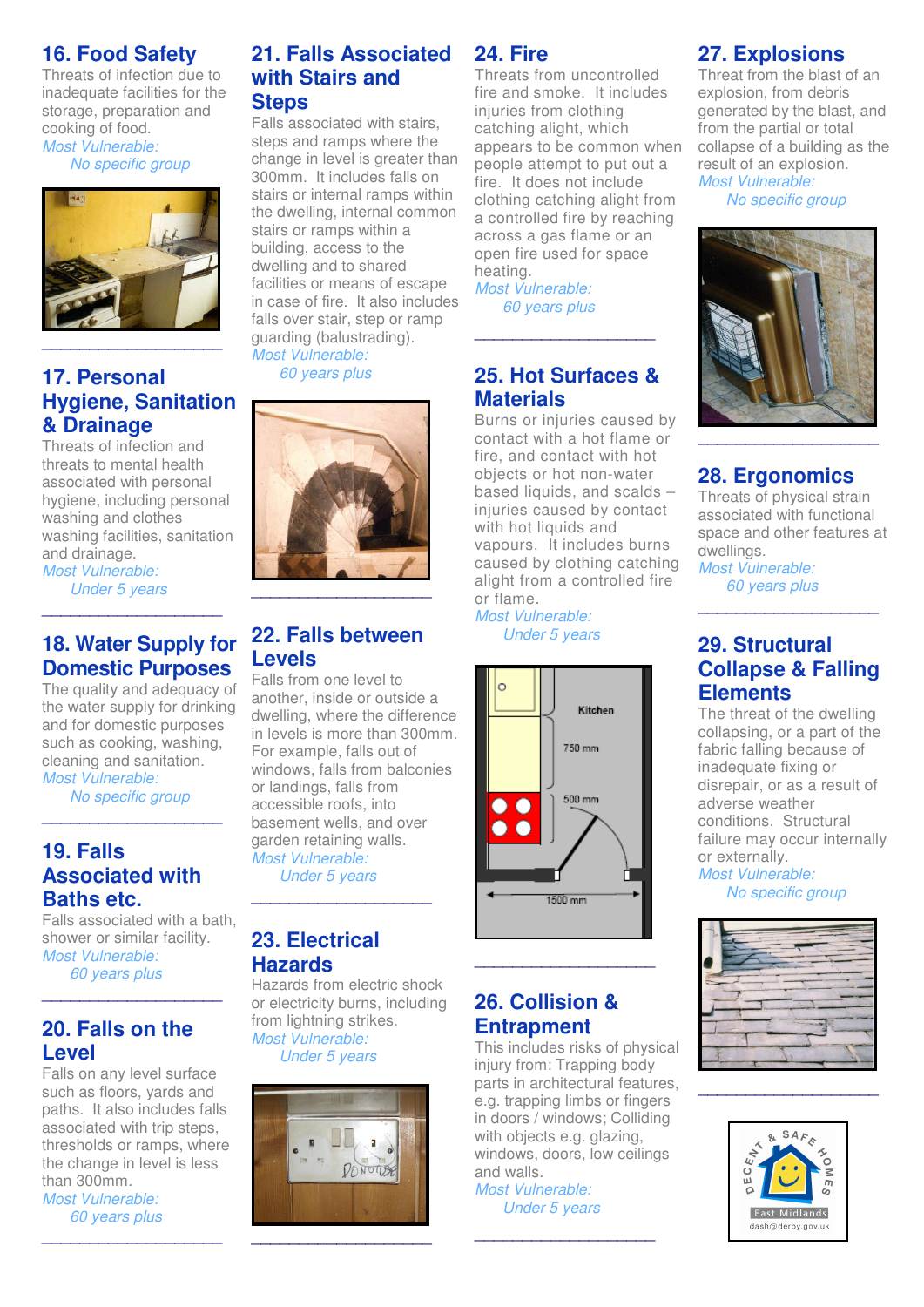## 16. Food Safety

Threats of infection due to inadequate facilities for the storage, preparation and cooking of food.

*Most Vulnerable:*
*No specific group*

## 17. Personal Hygiene, Sanitation & Drainage

Threats of infection and threats to mental health associated with personal hygiene, including personal washing and clothes washing facilities, sanitation and drainage.

*Most Vulnerable:*
*Under 5 years*

## 18. Water Supply for Domestic Purposes

The quality and adequacy of the water supply for drinking and for domestic purposes such as cooking, washing, cleaning and sanitation.

*Most Vulnerable:*
*No specific group*

## 19. Falls Associated with Baths etc.

Falls associated with a bath, shower or similar facility.

*Most Vulnerable:*
*60 years plus*

## 20. Falls on the Level

Falls on any level surface such as floors, yards and paths. It also includes falls associated with trip steps, thresholds or ramps, where the change in level is less than 300mm.

*Most Vulnerable:*
*60 years plus*

## 21. Falls Associated with Stairs and Steps

Falls associated with stairs, steps and ramps where the change in level is greater than 300mm. It includes falls on stairs or internal ramps within the dwelling, internal common stairs or ramps within a building, access to the dwelling and to shared facilities or means of escape in case of fire. It also includes falls over stair, step or ramp guarding (balustrading).

*Most Vulnerable:*
*60 years plus*

## 22. Falls between Levels

Falls from one level to another, inside or outside a dwelling, where the difference in levels is more than 300mm. For example, falls out of windows, falls from balconies or landings, falls from accessible roofs, into basement wells, and over garden retaining walls.

*Most Vulnerable:*
*Under 5 years*

## 23. Electrical Hazards

Hazards from electric shock or electricity burns, including from lightning strikes.

*Most Vulnerable:*
*Under 5 years*

## 24. Fire

Threats from uncontrolled fire and smoke. It includes injuries from clothing catching alight, which appears to be common when people attempt to put out a fire. It does not include clothing catching alight from a controlled fire by reaching across a gas flame or an open fire used for space heating.

*Most Vulnerable:*
*60 years plus*

## 25. Hot Surfaces & Materials

Burns or injuries caused by contact with a hot flame or fire, and contact with hot objects or hot non-water based liquids, and scalds – injuries caused by contact with hot liquids and vapours. It includes burns caused by clothing catching alight from a controlled fire or flame.

*Most Vulnerable:*
*Under 5 years*

Kitchen
750 mm
500 mm
1500 mm

## 26. Collision & Entrapment

This includes risks of physical injury from: Trapping body parts in architectural features, e.g. trapping limbs or fingers in doors / windows; Colliding with objects e.g. glazing, windows, doors, low ceilings and walls.

*Most Vulnerable:*
*Under 5 years*

## 27. Explosions

Threat from the blast of an explosion, from debris generated by the blast, and from the partial or total collapse of a building as the result of an explosion.

*Most Vulnerable:*
*No specific group*

## 28. Ergonomics

Threats of physical strain associated with functional space and other features at dwellings.

*Most Vulnerable:*
*60 years plus*

## 29. Structural Collapse & Falling Elements

The threat of the dwelling collapsing, or a part of the fabric falling because of inadequate fixing or disrepair, or as a result of adverse weather conditions. Structural failure may occur internally or externally.

*Most Vulnerable:*
*No specific group*

DECENT & SAFE HOMES
East Midlands
dash@derby.gov.uk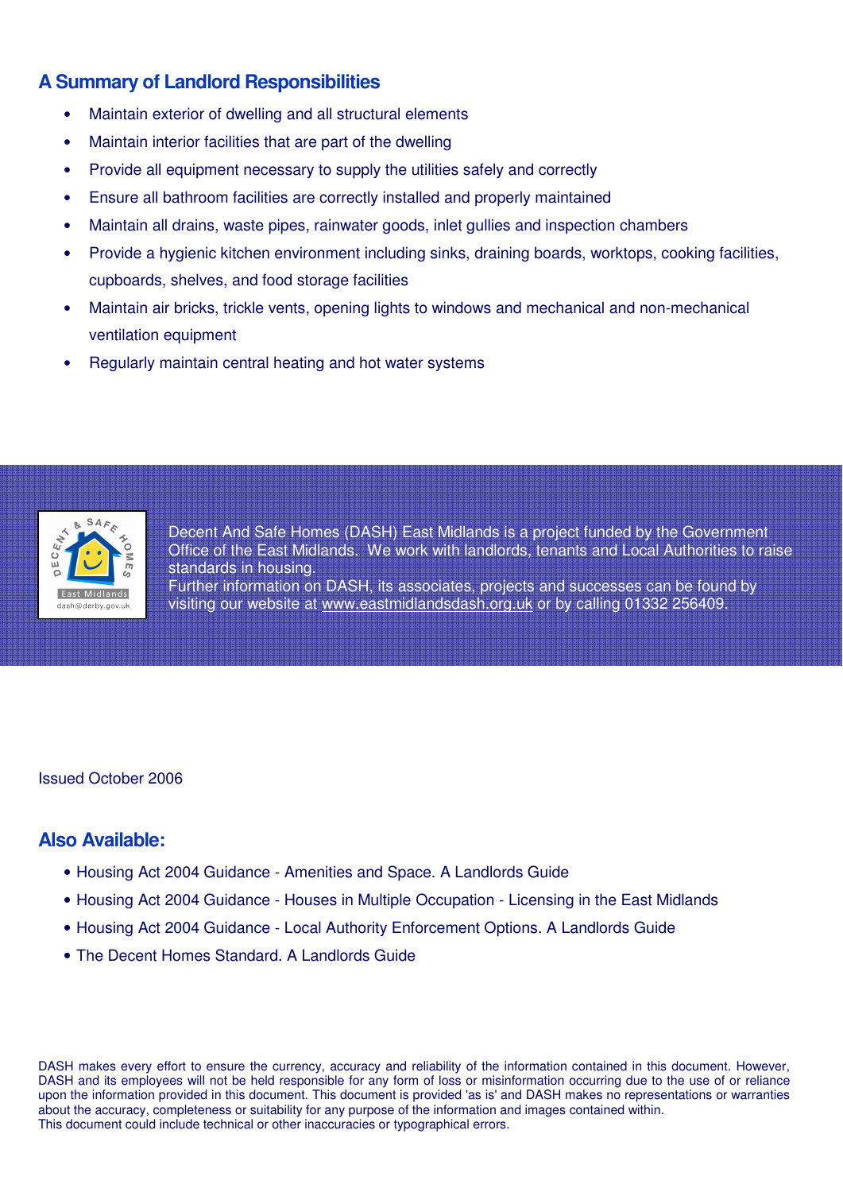## A Summary of Landlord Responsibilities

- Maintain exterior of dwelling and all structural elements
- Maintain interior facilities that are part of the dwelling
- Provide all equipment necessary to supply the utilities safely and correctly
- Ensure all bathroom facilities are correctly installed and properly maintained
- Maintain all drains, waste pipes, rainwater goods, inlet gullies and inspection chambers
- Provide a hygienic kitchen environment including sinks, draining boards, worktops, cooking facilities, cupboards, shelves, and food storage facilities
- Maintain air bricks, trickle vents, opening lights to windows and mechanical and non-mechanical ventilation equipment
- Regularly maintain central heating and hot water systems

DECENT & SAFE HOMES
East Midlands
dash@derby.gov.uk

Decent And Safe Homes (DASH) East Midlands is a project funded by the Government Office of the East Midlands. We work with landlords, tenants and Local Authorities to raise standards in housing.
Further information on DASH, its associates, projects and successes can be found by visiting our website at www.eastmidlandsdash.org.uk or by calling 01332 256409.

Issued October 2006

## Also Available:

- Housing Act 2004 Guidance - Amenities and Space. A Landlords Guide
- Housing Act 2004 Guidance - Houses in Multiple Occupation - Licensing in the East Midlands
- Housing Act 2004 Guidance - Local Authority Enforcement Options. A Landlords Guide
- The Decent Homes Standard. A Landlords Guide

DASH makes every effort to ensure the currency, accuracy and reliability of the information contained in this document. However, DASH and its employees will not be held responsible for any form of loss or misinformation occurring due to the use of or reliance upon the information provided in this document. This document is provided 'as is' and DASH makes no representations or warranties about the accuracy, completeness or suitability for any purpose of the information and images contained within.
This document could include technical or other inaccuracies or typographical errors.